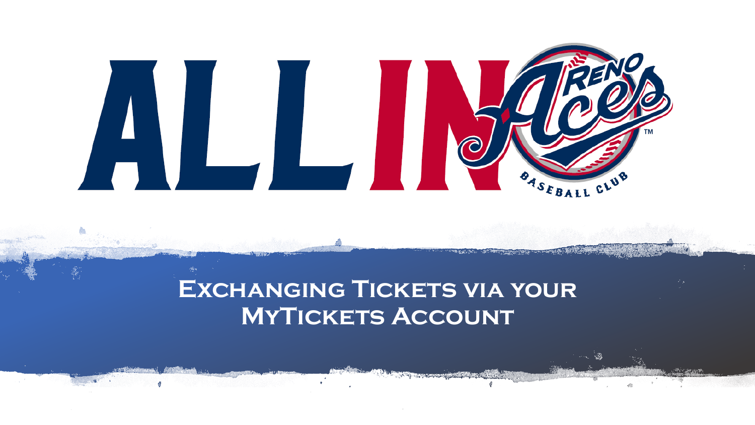# ALL IN

Reno Aces Baseball Club

## Exchanging Tickets via your MyTickets Account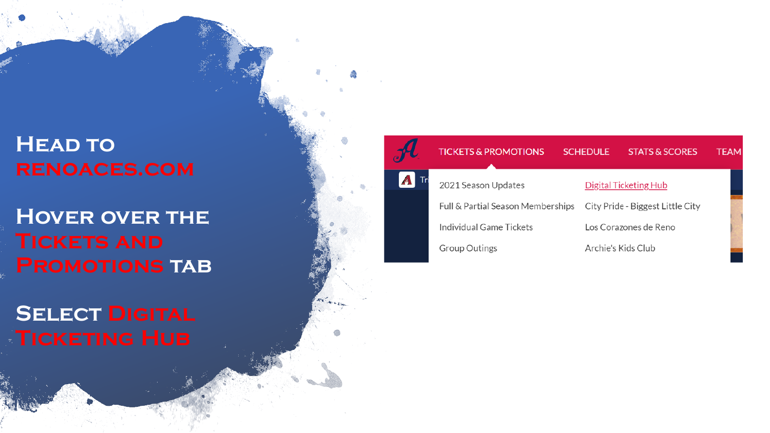Head to renoaces.com

Hover over the Tickets and Promotions tab

Select Digital Ticketing Hub

TICKETS & PROMOTIONS | SCHEDULE | STATS & SCORES | TEAM

- 2021 Season Updates
- Full & Partial Season Memberships
- Individual Game Tickets
- Group Outings
- Digital Ticketing Hub
- City Pride - Biggest Little City
- Los Corazones de Reno
- Archie's Kids Club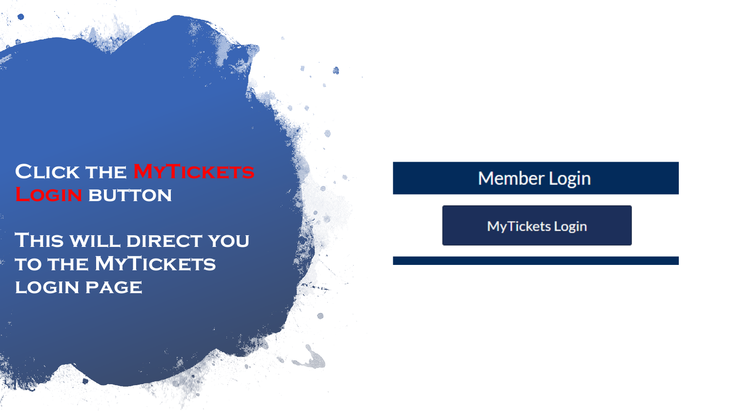Click the **MyTickets Login** button

This will direct you to the MyTickets login page

Member Login

MyTickets Login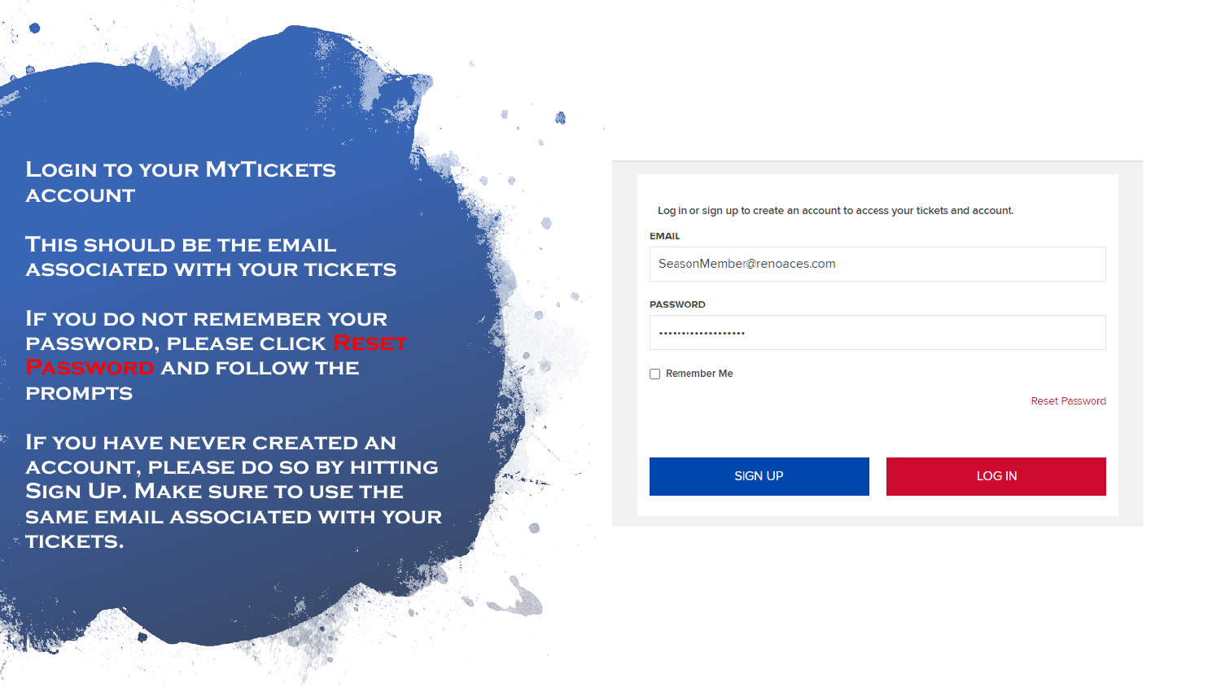# Login to your MyTickets account

This should be the email associated with your tickets

If you do not remember your password, please click **Reset Password** and follow the prompts

If you have never created an account, please do so by hitting Sign Up. Make sure to use the same email associated with your tickets.

Log in or sign up to create an account to access your tickets and account.

EMAIL

SeasonMember@renoaces.com

PASSWORD

••••••••••••••••••••

☐ Remember Me

Reset Password

SIGN UP

LOG IN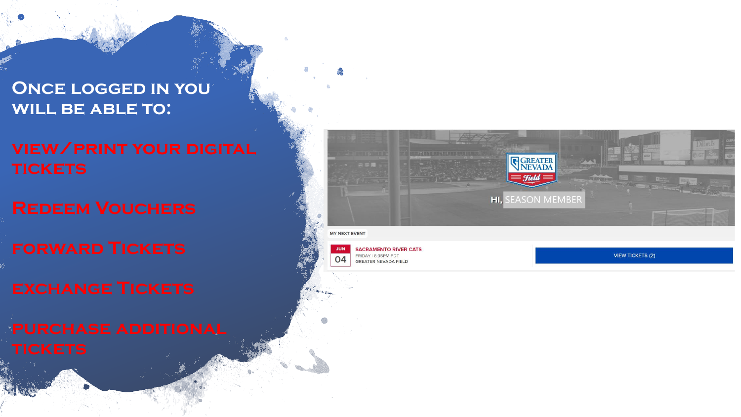# Once logged in you will be able to:

- View/print your digital tickets
- Redeem Vouchers
- Forward Tickets
- Exchange Tickets
- Purchase additional tickets

GREATER NEVADA Field

HI, SEASON MEMBER

MY NEXT EVENT

JUN 04 — SACRAMENTO RIVER CATS
FRIDAY | 6:35PM PDT
GREATER NEVADA FIELD

VIEW TICKETS (2)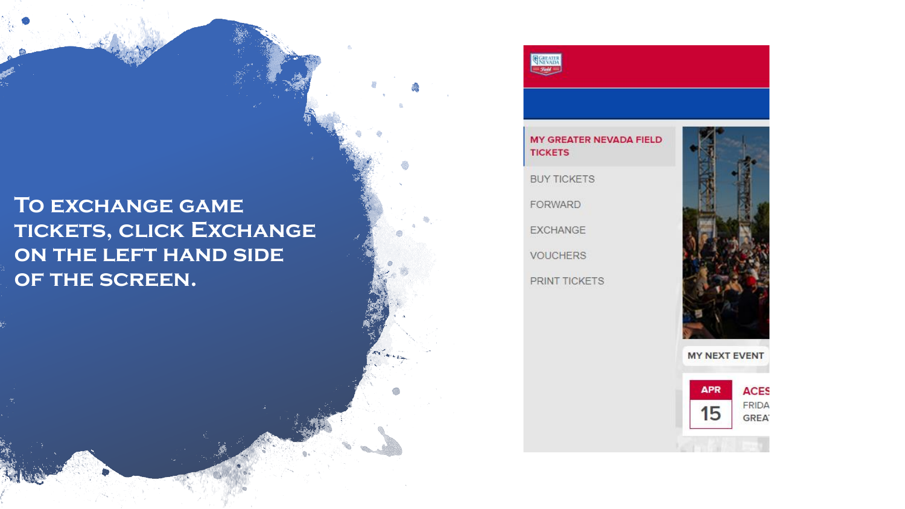# To exchange game tickets, click Exchange on the left hand side of the screen.

MY GREATER NEVADA FIELD TICKETS

BUY TICKETS

FORWARD

EXCHANGE

VOUCHERS

PRINT TICKETS

MY NEXT EVENT

APR 15

ACES

FRIDA

GREA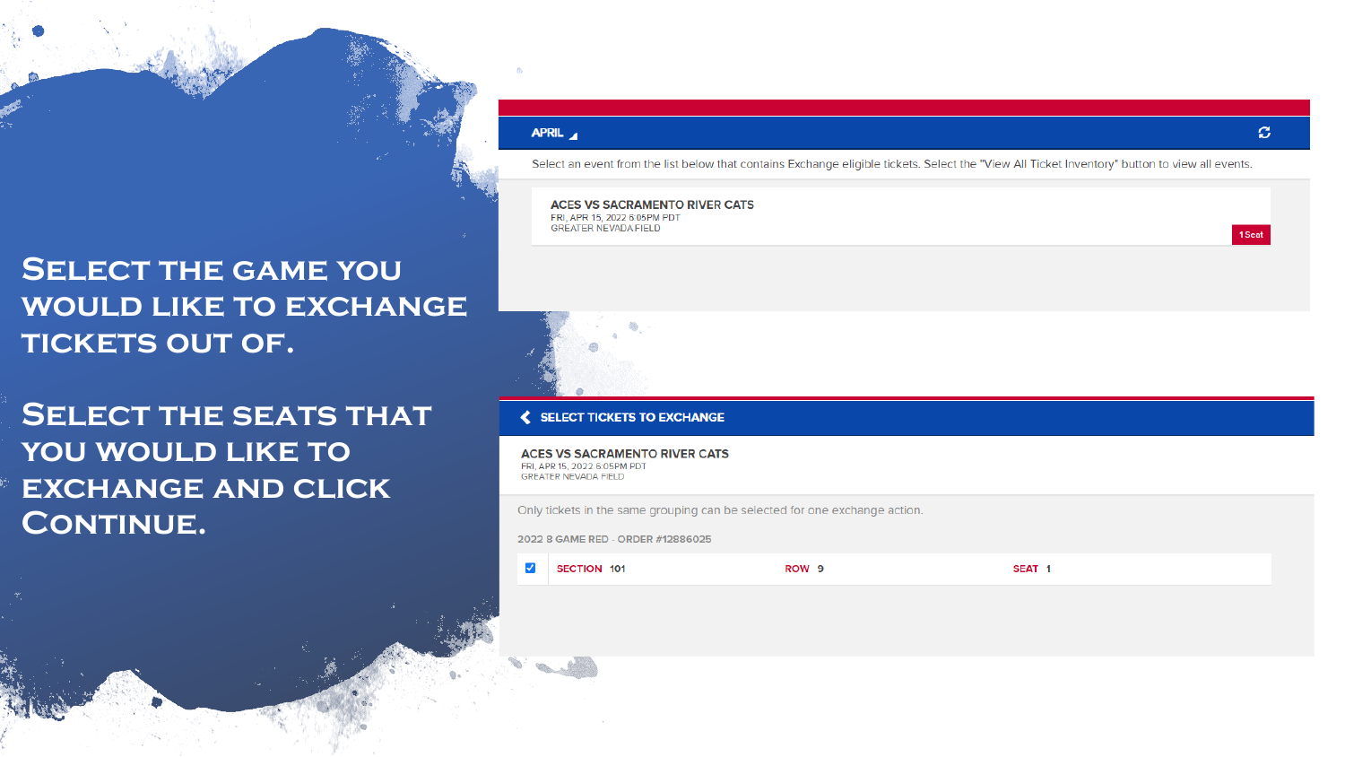## Select the game you would like to exchange tickets out of.

## Select the seats that you would like to exchange and click Continue.

APRIL

Select an event from the list below that contains Exchange eligible tickets. Select the "View All Ticket Inventory" button to view all events.

**ACES VS SACRAMENTO RIVER CATS**
FRI, APR 15, 2022 6:05PM PDT
GREATER NEVADA FIELD

1 Seat

SELECT TICKETS TO EXCHANGE

**ACES VS SACRAMENTO RIVER CATS**
FRI, APR 15, 2022 6:05PM PDT
GREATER NEVADA FIELD

Only tickets in the same grouping can be selected for one exchange action.

2022 8 GAME RED - ORDER #12886025

| | SECTION | ROW | SEAT |
|---|---|---|---|
| ☑ | 101 | 9 | 1 |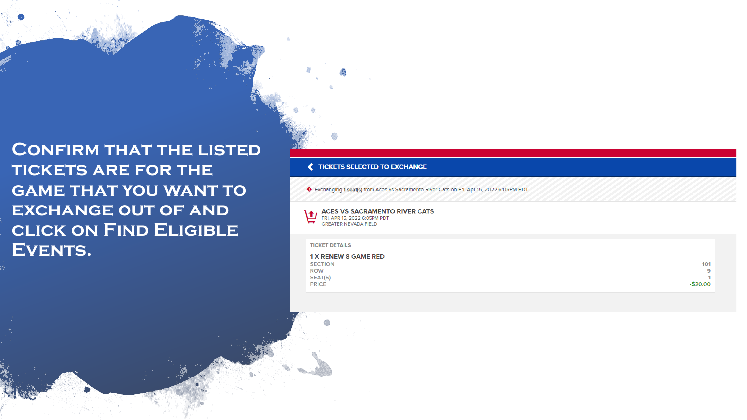# Confirm that the listed tickets are for the game that you want to exchange out of and click on Find Eligible Events.

**TICKETS SELECTED TO EXCHANGE**

Exchanging **1 seat(s)** from Aces vs Sacramento River Cats on Fri, Apr 15, 2022 6:05PM PDT

**ACES VS SACRAMENTO RIVER CATS**
FRI, APR 15, 2022 6:05PM PDT
GREATER NEVADA FIELD

TICKET DETAILS

**1 X RENEW 8 GAME RED**

| | |
|---|---|
| SECTION | 101 |
| ROW | 9 |
| SEAT(S) | 1 |
| PRICE | -$20.00 |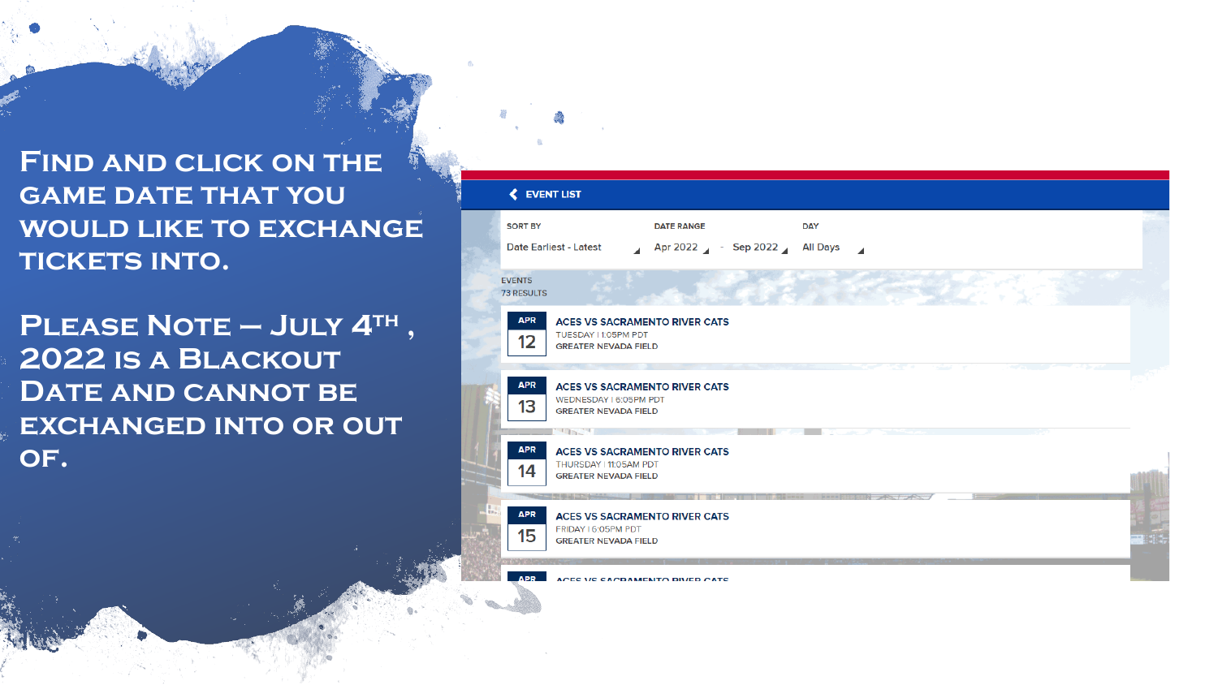Find and click on the game date that you would like to exchange tickets into.

Please Note – July 4th, 2022 is a Blackout Date and cannot be exchanged into or out of.

EVENT LIST

SORT BY: Date Earliest - Latest

DATE RANGE: Apr 2022 - Sep 2022

DAY: All Days

EVENTS
73 RESULTS

APR 12 — ACES VS SACRAMENTO RIVER CATS
TUESDAY | 1:05PM PDT
GREATER NEVADA FIELD

APR 13 — ACES VS SACRAMENTO RIVER CATS
WEDNESDAY | 6:05PM PDT
GREATER NEVADA FIELD

APR 14 — ACES VS SACRAMENTO RIVER CATS
THURSDAY | 11:05AM PDT
GREATER NEVADA FIELD

APR 15 — ACES VS SACRAMENTO RIVER CATS
FRIDAY | 6:05PM PDT
GREATER NEVADA FIELD

APR — ACES VS SACRAMENTO RIVER CATS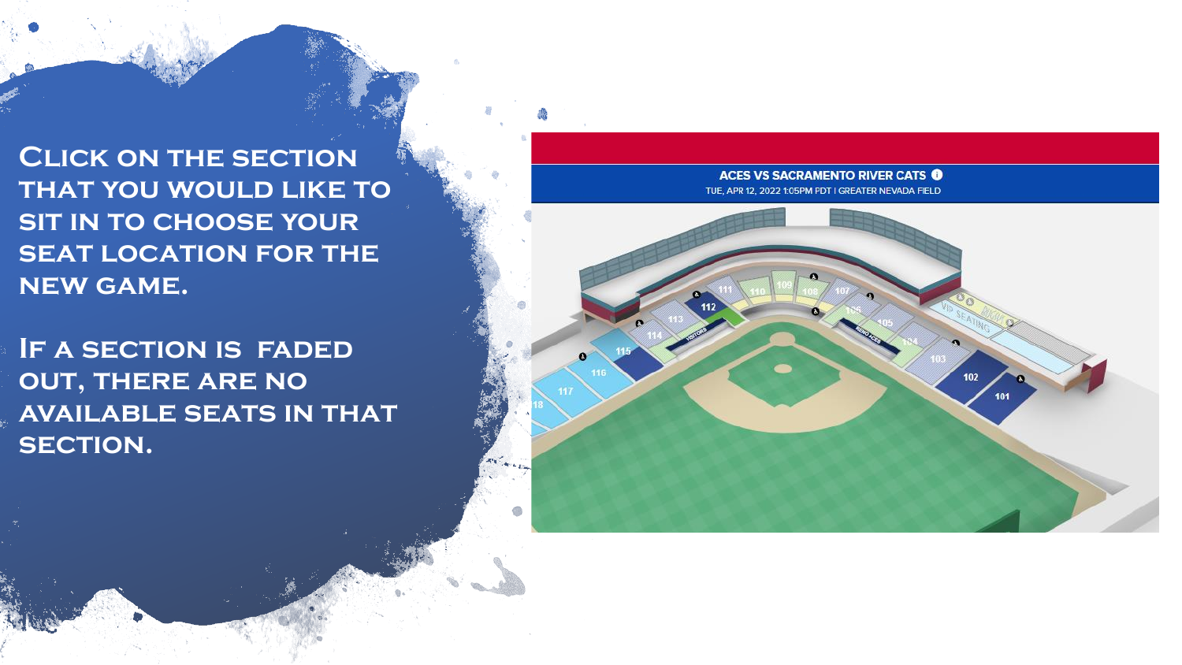Click on the section that you would like to sit in to choose your seat location for the new game.

If a section is faded out, there are no available seats in that section.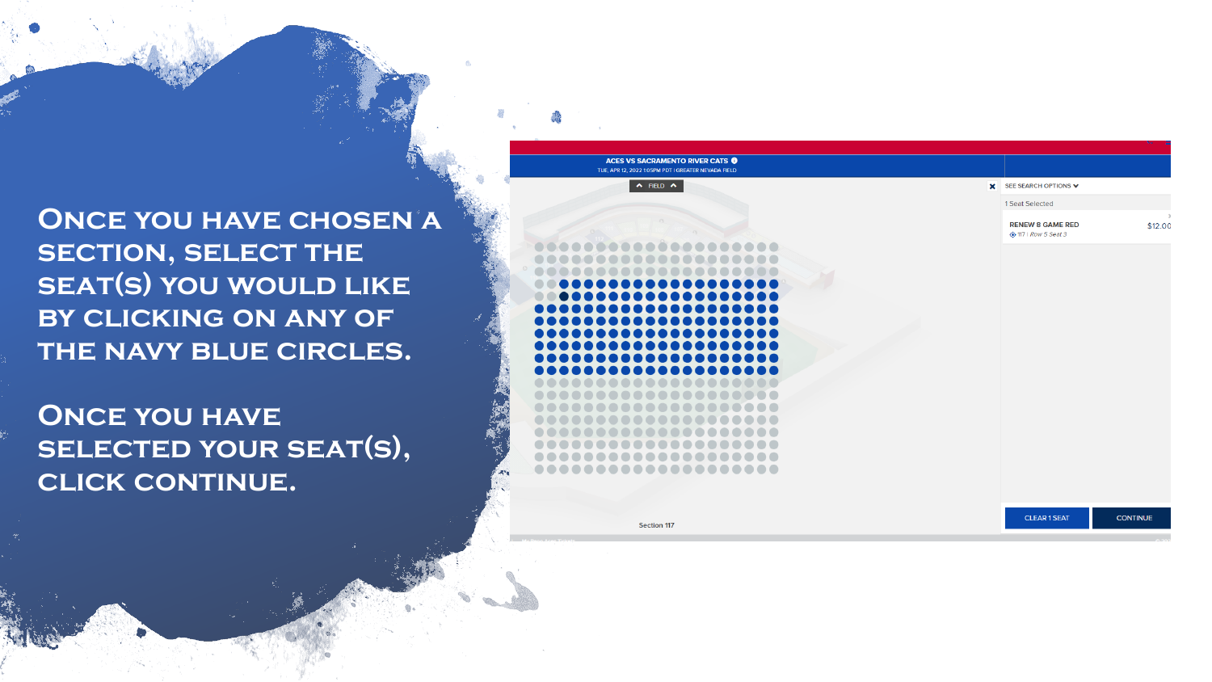Once you have chosen a section, select the seat(s) you would like by clicking on any of the navy blue circles.

Once you have selected your seat(s), click continue.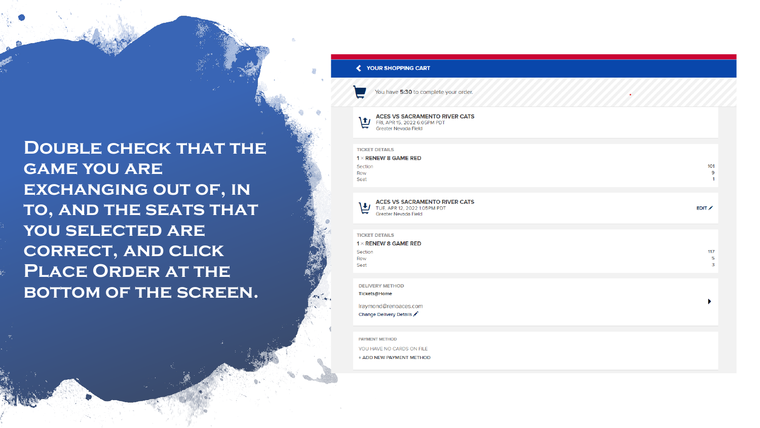# Double check that the game you are exchanging out of, in to, and the seats that you selected are correct, and click Place Order at the bottom of the screen.

**YOUR SHOPPING CART**

You have **5:30** to complete your order.

**ACES VS SACRAMENTO RIVER CATS**
FRI, APR 15, 2022 6:05PM PDT
Greater Nevada Field

TICKET DETAILS
1 × **RENEW 8 GAME RED**

| | |
|---|---|
| Section | 101 |
| Row | 9 |
| Seat | 1 |

**ACES VS SACRAMENTO RIVER CATS**
TUE, APR 12, 2022 1:05PM PDT
Greater Nevada Field

EDIT

TICKET DETAILS
1 × **RENEW 8 GAME RED**

| | |
|---|---|
| Section | 117 |
| Row | 5 |
| Seat | 3 |

DELIVERY METHOD
**Tickets@Home**

lraymond@renoaces.com
Change Delivery Details

PAYMENT METHOD
YOU HAVE NO CARDS ON FILE
+ ADD NEW PAYMENT METHOD